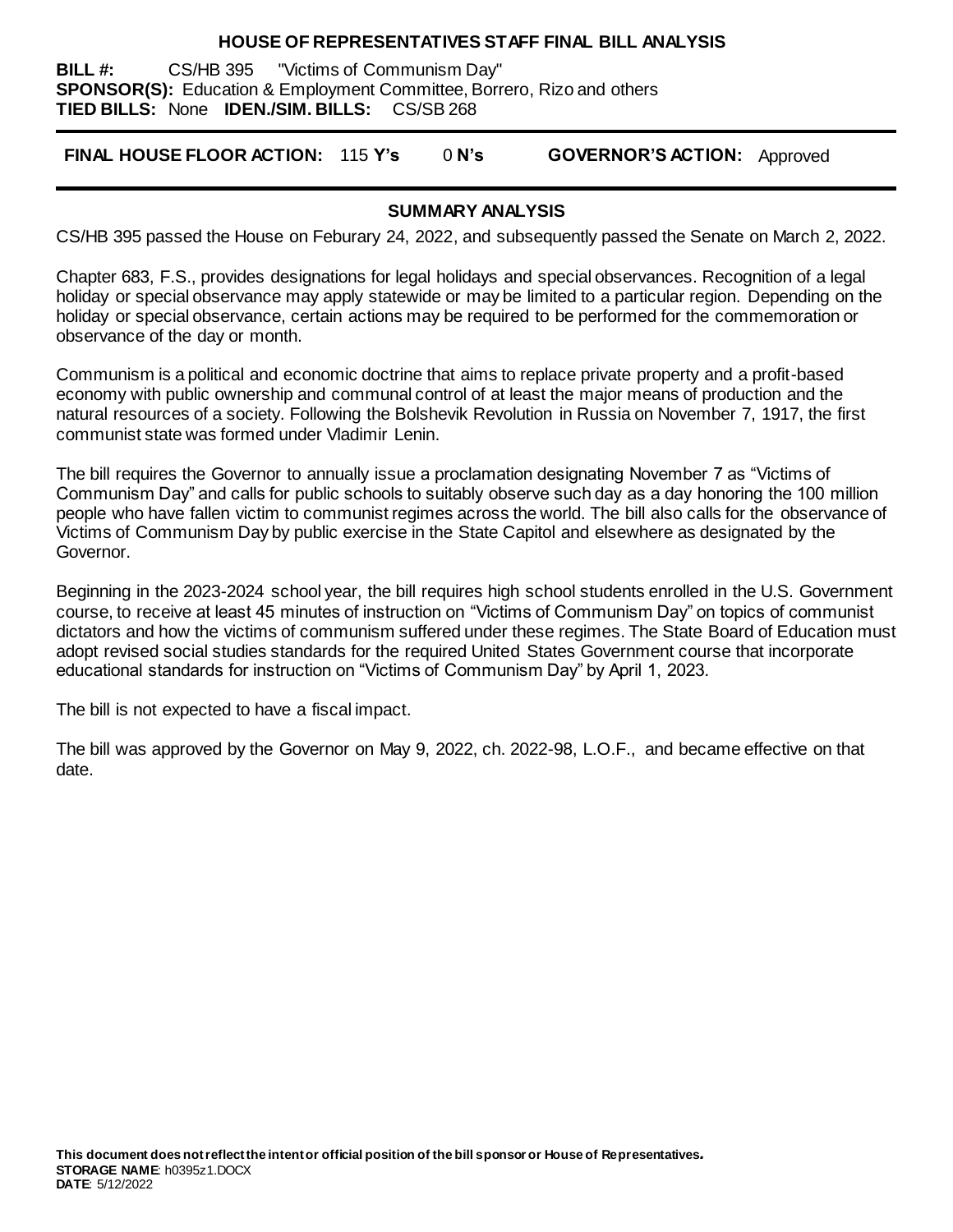# HOUSE OF REPRESENTATIVES STAFF FINAL BILL ANALYSIS

**BILL #:** CS/HB 395 "Victims of Communism Day"
**SPONSOR(S):** Education & Employment Committee, Borrero, Rizo and others
**TIED BILLS:** None **IDEN./SIM. BILLS:** CS/SB 268

**FINAL HOUSE FLOOR ACTION:** 115 **Y's** 0 **N's** **GOVERNOR'S ACTION:** Approved

## SUMMARY ANALYSIS

CS/HB 395 passed the House on Feburary 24, 2022, and subsequently passed the Senate on March 2, 2022.

Chapter 683, F.S., provides designations for legal holidays and special observances. Recognition of a legal holiday or special observance may apply statewide or may be limited to a particular region. Depending on the holiday or special observance, certain actions may be required to be performed for the commemoration or observance of the day or month.

Communism is a political and economic doctrine that aims to replace private property and a profit-based economy with public ownership and communal control of at least the major means of production and the natural resources of a society. Following the Bolshevik Revolution in Russia on November 7, 1917, the first communist state was formed under Vladimir Lenin.

The bill requires the Governor to annually issue a proclamation designating November 7 as "Victims of Communism Day" and calls for public schools to suitably observe such day as a day honoring the 100 million people who have fallen victim to communist regimes across the world. The bill also calls for the observance of Victims of Communism Day by public exercise in the State Capitol and elsewhere as designated by the Governor.

Beginning in the 2023-2024 school year, the bill requires high school students enrolled in the U.S. Government course, to receive at least 45 minutes of instruction on "Victims of Communism Day" on topics of communist dictators and how the victims of communism suffered under these regimes. The State Board of Education must adopt revised social studies standards for the required United States Government course that incorporate educational standards for instruction on "Victims of Communism Day" by April 1, 2023.

The bill is not expected to have a fiscal impact.

The bill was approved by the Governor on May 9, 2022, ch. 2022-98, L.O.F., and became effective on that date.

**This document does not reflect the intent or official position of the bill sponsor or House of Representatives.**
**STORAGE NAME**: h0395z1.DOCX
**DATE**: 5/12/2022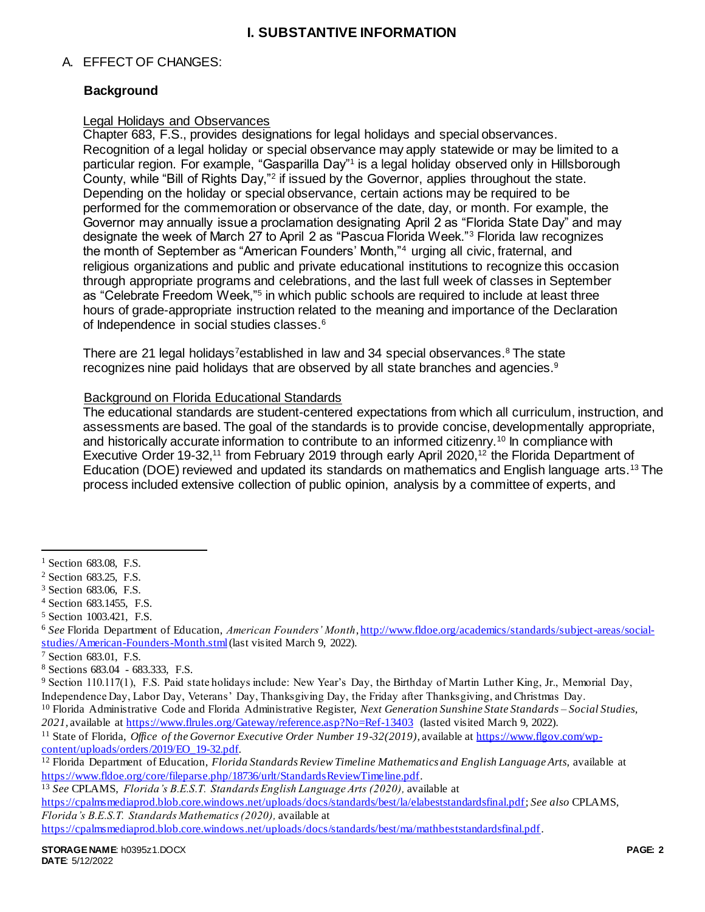# I. SUBSTANTIVE INFORMATION

A. EFFECT OF CHANGES:

### Background

Legal Holidays and Observances

Chapter 683, F.S., provides designations for legal holidays and special observances. Recognition of a legal holiday or special observance may apply statewide or may be limited to a particular region. For example, "Gasparilla Day"[1] is a legal holiday observed only in Hillsborough County, while "Bill of Rights Day,"[2] if issued by the Governor, applies throughout the state. Depending on the holiday or special observance, certain actions may be required to be performed for the commemoration or observance of the date, day, or month. For example, the Governor may annually issue a proclamation designating April 2 as "Florida State Day" and may designate the week of March 27 to April 2 as "Pascua Florida Week."[3] Florida law recognizes the month of September as "American Founders' Month,"[4] urging all civic, fraternal, and religious organizations and public and private educational institutions to recognize this occasion through appropriate programs and celebrations, and the last full week of classes in September as "Celebrate Freedom Week,"[5] in which public schools are required to include at least three hours of grade-appropriate instruction related to the meaning and importance of the Declaration of Independence in social studies classes.[6]

There are 21 legal holidays[7]established in law and 34 special observances.[8] The state recognizes nine paid holidays that are observed by all state branches and agencies.[9]

Background on Florida Educational Standards

The educational standards are student-centered expectations from which all curriculum, instruction, and assessments are based. The goal of the standards is to provide concise, developmentally appropriate, and historically accurate information to contribute to an informed citizenry.[10] In compliance with Executive Order 19-32,[11] from February 2019 through early April 2020,[12] the Florida Department of Education (DOE) reviewed and updated its standards on mathematics and English language arts.[13] The process included extensive collection of public opinion, analysis by a committee of experts, and

---

[1] Section 683.08, F.S.

[2] Section 683.25, F.S.

[3] Section 683.06, F.S.

[4] Section 683.1455, F.S.

[5] Section 1003.421, F.S.

[6] *See* Florida Department of Education, *American Founders' Month*, http://www.fldoe.org/academics/standards/subject-areas/social-studies/American-Founders-Month.stml (last visited March 9, 2022).

[7] Section 683.01, F.S.

[8] Sections 683.04 - 683.333, F.S.

[9] Section 110.117(1), F.S. Paid state holidays include: New Year's Day, the Birthday of Martin Luther King, Jr., Memorial Day, Independence Day, Labor Day, Veterans' Day, Thanksgiving Day, the Friday after Thanksgiving, and Christmas Day.

[10] Florida Administrative Code and Florida Administrative Register, *Next Generation Sunshine State Standards – Social Studies, 2021,* available at https://www.flrules.org/Gateway/reference.asp?No=Ref-13403 (lasted visited March 9, 2022).

[11] State of Florida, *Office of the Governor Executive Order Number 19-32(2019),* available at https://www.flgov.com/wp-content/uploads/orders/2019/EO_19-32.pdf.

[12] Florida Department of Education, *Florida Standards Review Timeline Mathematics and English Language Arts,* available at https://www.fldoe.org/core/fileparse.php/18736/urlt/StandardsReviewTimeline.pdf.

[13] *See* CPLAMS, *Florida's B.E.S.T. Standards English Language Arts (2020),* available at https://cpalmsmediaprod.blob.core.windows.net/uploads/docs/standards/best/la/elabeststandardsfinal.pdf; *See also* CPLAMS, *Florida's B.E.S.T. Standards Mathematics (2020),* available at https://cpalmsmediaprod.blob.core.windows.net/uploads/docs/standards/best/ma/mathbeststandardsfinal.pdf.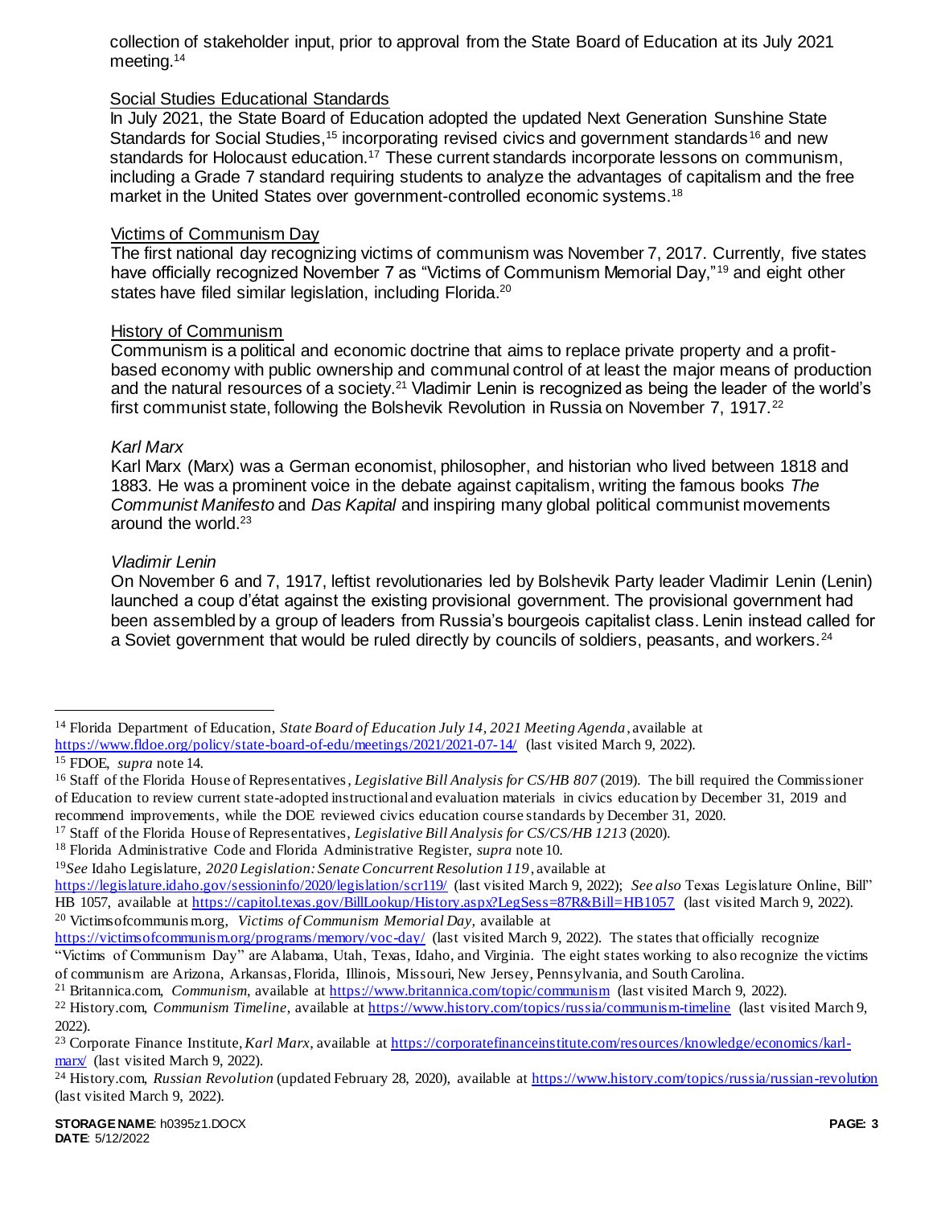collection of stakeholder input, prior to approval from the State Board of Education at its July 2021 meeting.[14]

<u>Social Studies Educational Standards</u>

In July 2021, the State Board of Education adopted the updated Next Generation Sunshine State Standards for Social Studies,[15] incorporating revised civics and government standards[16] and new standards for Holocaust education.[17] These current standards incorporate lessons on communism, including a Grade 7 standard requiring students to analyze the advantages of capitalism and the free market in the United States over government-controlled economic systems.[18]

<u>Victims of Communism Day</u>

The first national day recognizing victims of communism was November 7, 2017. Currently, five states have officially recognized November 7 as "Victims of Communism Memorial Day,"[19] and eight other states have filed similar legislation, including Florida.[20]

<u>History of Communism</u>

Communism is a political and economic doctrine that aims to replace private property and a profit-based economy with public ownership and communal control of at least the major means of production and the natural resources of a society.[21] Vladimir Lenin is recognized as being the leader of the world's first communist state, following the Bolshevik Revolution in Russia on November 7, 1917.[22]

*Karl Marx*

Karl Marx (Marx) was a German economist, philosopher, and historian who lived between 1818 and 1883. He was a prominent voice in the debate against capitalism, writing the famous books *The Communist Manifesto* and *Das Kapital* and inspiring many global political communist movements around the world.[23]

*Vladimir Lenin*

On November 6 and 7, 1917, leftist revolutionaries led by Bolshevik Party leader Vladimir Lenin (Lenin) launched a coup d'état against the existing provisional government. The provisional government had been assembled by a group of leaders from Russia's bourgeois capitalist class. Lenin instead called for a Soviet government that would be ruled directly by councils of soldiers, peasants, and workers.[24]

---

[14] Florida Department of Education, *State Board of Education July 14, 2021 Meeting Agenda*, available at https://www.fldoe.org/policy/state-board-of-edu/meetings/2021/2021-07-14/ (last visited March 9, 2022).

[15] FDOE, *supra* note 14.

[16] Staff of the Florida House of Representatives, *Legislative Bill Analysis for CS/HB 807* (2019). The bill required the Commissioner of Education to review current state-adopted instructional and evaluation materials in civics education by December 31, 2019 and recommend improvements, while the DOE reviewed civics education course standards by December 31, 2020.

[17] Staff of the Florida House of Representatives, *Legislative Bill Analysis for CS/CS/HB 1213* (2020).

[18] Florida Administrative Code and Florida Administrative Register, *supra* note 10.

[19] *See* Idaho Legislature, *2020 Legislation: Senate Concurrent Resolution 119*, available at https://legislature.idaho.gov/sessioninfo/2020/legislation/scr119/ (last visited March 9, 2022); *See also* Texas Legislature Online, Bill" HB 1057, available at https://capitol.texas.gov/BillLookup/History.aspx?LegSess=87R&Bill=HB1057 (last visited March 9, 2022).

[20] Victimsofcommunism.org, *Victims of Communism Memorial Day*, available at https://victimsofcommunism.org/programs/memory/voc-day/ (last visited March 9, 2022). The states that officially recognize "Victims of Communism Day" are Alabama, Utah, Texas, Idaho, and Virginia. The eight states working to also recognize the victims of communism are Arizona, Arkansas, Florida, Illinois, Missouri, New Jersey, Pennsylvania, and South Carolina.

[21] Britannica.com, *Communism*, available at https://www.britannica.com/topic/communism (last visited March 9, 2022).

[22] History.com, *Communism Timeline*, available at https://www.history.com/topics/russia/communism-timeline (last visited March 9, 2022).

[23] Corporate Finance Institute, *Karl Marx*, available at https://corporatefinanceinstitute.com/resources/knowledge/economics/karl-marx/ (last visited March 9, 2022).

[24] History.com, *Russian Revolution* (updated February 28, 2020), available at https://www.history.com/topics/russia/russian-revolution (last visited March 9, 2022).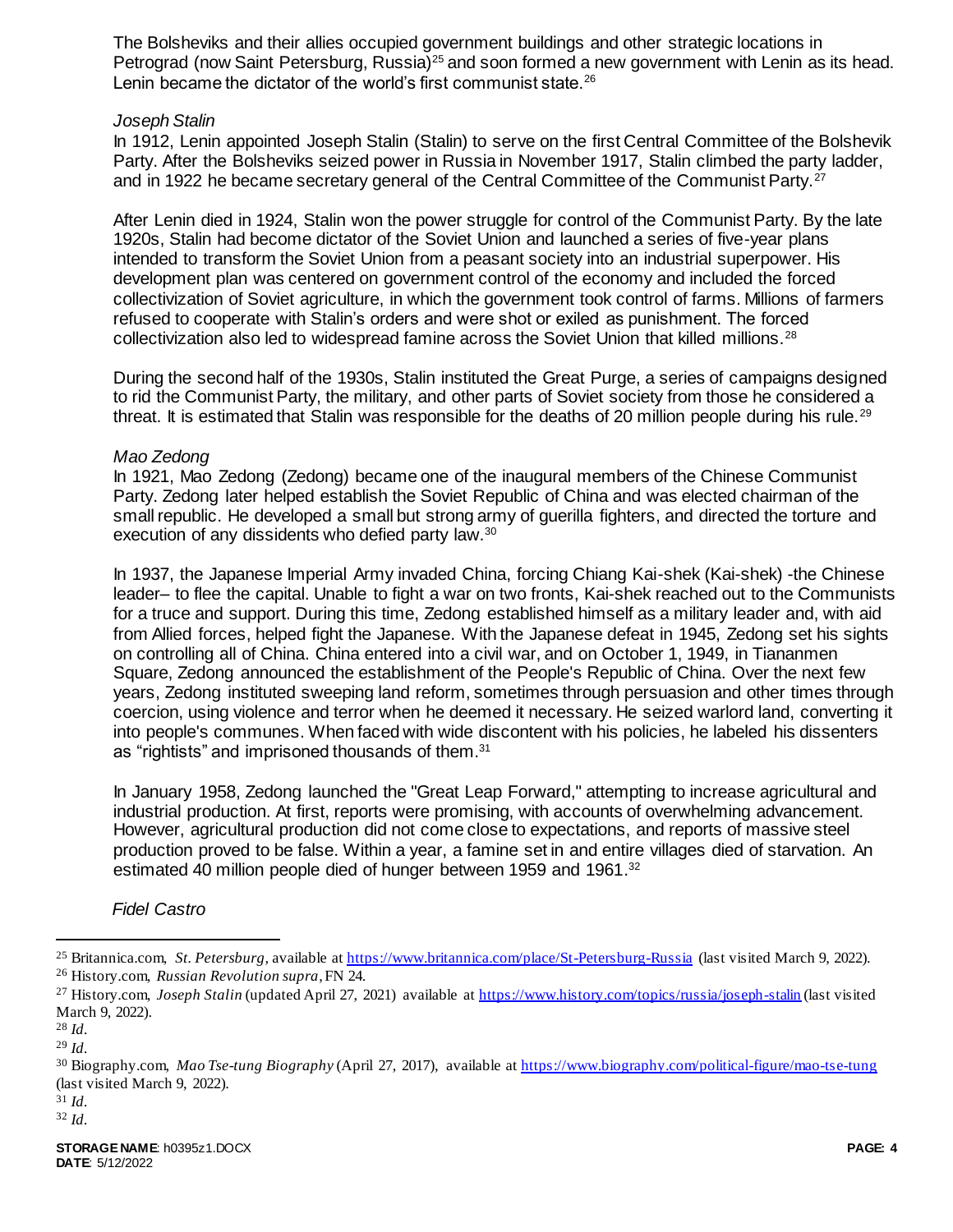The Bolsheviks and their allies occupied government buildings and other strategic locations in Petrograd (now Saint Petersburg, Russia)[25] and soon formed a new government with Lenin as its head. Lenin became the dictator of the world's first communist state.[26]

*Joseph Stalin*

In 1912, Lenin appointed Joseph Stalin (Stalin) to serve on the first Central Committee of the Bolshevik Party. After the Bolsheviks seized power in Russia in November 1917, Stalin climbed the party ladder, and in 1922 he became secretary general of the Central Committee of the Communist Party.[27]

After Lenin died in 1924, Stalin won the power struggle for control of the Communist Party. By the late 1920s, Stalin had become dictator of the Soviet Union and launched a series of five-year plans intended to transform the Soviet Union from a peasant society into an industrial superpower. His development plan was centered on government control of the economy and included the forced collectivization of Soviet agriculture, in which the government took control of farms. Millions of farmers refused to cooperate with Stalin's orders and were shot or exiled as punishment. The forced collectivization also led to widespread famine across the Soviet Union that killed millions.[28]

During the second half of the 1930s, Stalin instituted the Great Purge, a series of campaigns designed to rid the Communist Party, the military, and other parts of Soviet society from those he considered a threat. It is estimated that Stalin was responsible for the deaths of 20 million people during his rule.[29]

*Mao Zedong*

In 1921, Mao Zedong (Zedong) became one of the inaugural members of the Chinese Communist Party. Zedong later helped establish the Soviet Republic of China and was elected chairman of the small republic. He developed a small but strong army of guerilla fighters, and directed the torture and execution of any dissidents who defied party law.[30]

In 1937, the Japanese Imperial Army invaded China, forcing Chiang Kai-shek (Kai-shek) -the Chinese leader– to flee the capital. Unable to fight a war on two fronts, Kai-shek reached out to the Communists for a truce and support. During this time, Zedong established himself as a military leader and, with aid from Allied forces, helped fight the Japanese. With the Japanese defeat in 1945, Zedong set his sights on controlling all of China. China entered into a civil war, and on October 1, 1949, in Tiananmen Square, Zedong announced the establishment of the People's Republic of China. Over the next few years, Zedong instituted sweeping land reform, sometimes through persuasion and other times through coercion, using violence and terror when he deemed it necessary. He seized warlord land, converting it into people's communes. When faced with wide discontent with his policies, he labeled his dissenters as "rightists" and imprisoned thousands of them.[31]

In January 1958, Zedong launched the "Great Leap Forward," attempting to increase agricultural and industrial production. At first, reports were promising, with accounts of overwhelming advancement. However, agricultural production did not come close to expectations, and reports of massive steel production proved to be false. Within a year, a famine set in and entire villages died of starvation. An estimated 40 million people died of hunger between 1959 and 1961.[32]

*Fidel Castro*

---

[25] Britannica.com, *St. Petersburg*, available at https://www.britannica.com/place/St-Petersburg-Russia (last visited March 9, 2022).

[26] History.com, *Russian Revolution supra*, FN 24.

[27] History.com, *Joseph Stalin* (updated April 27, 2021) available at https://www.history.com/topics/russia/joseph-stalin (last visited March 9, 2022).

[28] *Id*.

[29] *Id*.

[30] Biography.com, *Mao Tse-tung Biography* (April 27, 2017), available at https://www.biography.com/political-figure/mao-tse-tung (last visited March 9, 2022).

[31] *Id*.

[32] *Id*.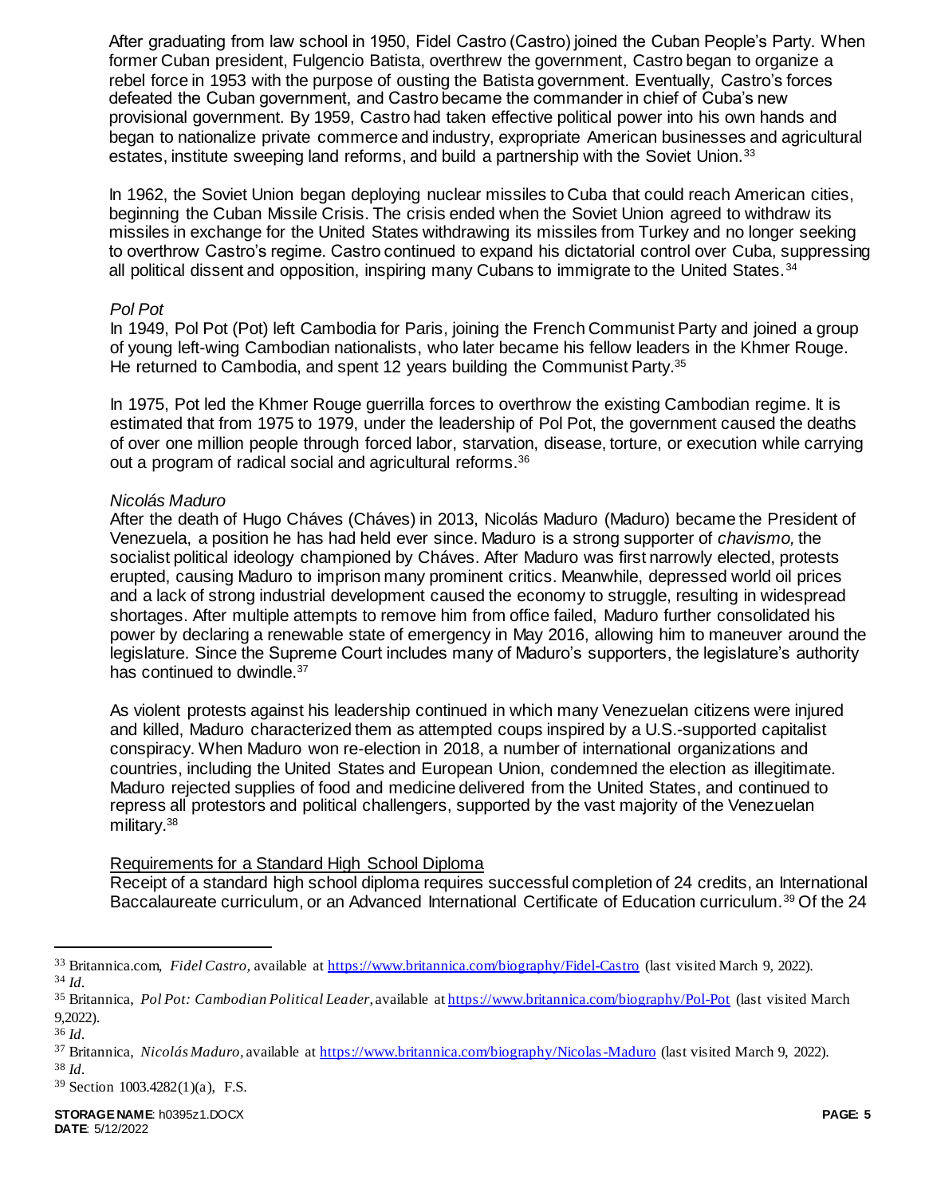After graduating from law school in 1950, Fidel Castro (Castro) joined the Cuban People's Party. When former Cuban president, Fulgencio Batista, overthrew the government, Castro began to organize a rebel force in 1953 with the purpose of ousting the Batista government. Eventually, Castro's forces defeated the Cuban government, and Castro became the commander in chief of Cuba's new provisional government. By 1959, Castro had taken effective political power into his own hands and began to nationalize private commerce and industry, expropriate American businesses and agricultural estates, institute sweeping land reforms, and build a partnership with the Soviet Union.[33]

In 1962, the Soviet Union began deploying nuclear missiles to Cuba that could reach American cities, beginning the Cuban Missile Crisis. The crisis ended when the Soviet Union agreed to withdraw its missiles in exchange for the United States withdrawing its missiles from Turkey and no longer seeking to overthrow Castro's regime. Castro continued to expand his dictatorial control over Cuba, suppressing all political dissent and opposition, inspiring many Cubans to immigrate to the United States.[34]

*Pol Pot*

In 1949, Pol Pot (Pot) left Cambodia for Paris, joining the French Communist Party and joined a group of young left-wing Cambodian nationalists, who later became his fellow leaders in the Khmer Rouge. He returned to Cambodia, and spent 12 years building the Communist Party.[35]

In 1975, Pot led the Khmer Rouge guerrilla forces to overthrow the existing Cambodian regime. It is estimated that from 1975 to 1979, under the leadership of Pol Pot, the government caused the deaths of over one million people through forced labor, starvation, disease, torture, or execution while carrying out a program of radical social and agricultural reforms.[36]

*Nicolás Maduro*

After the death of Hugo Cháves (Cháves) in 2013, Nicolás Maduro (Maduro) became the President of Venezuela, a position he has had held ever since. Maduro is a strong supporter of *chavismo,* the socialist political ideology championed by Cháves. After Maduro was first narrowly elected, protests erupted, causing Maduro to imprison many prominent critics. Meanwhile, depressed world oil prices and a lack of strong industrial development caused the economy to struggle, resulting in widespread shortages. After multiple attempts to remove him from office failed, Maduro further consolidated his power by declaring a renewable state of emergency in May 2016, allowing him to maneuver around the legislature. Since the Supreme Court includes many of Maduro's supporters, the legislature's authority has continued to dwindle.[37]

As violent protests against his leadership continued in which many Venezuelan citizens were injured and killed, Maduro characterized them as attempted coups inspired by a U.S.-supported capitalist conspiracy. When Maduro won re-election in 2018, a number of international organizations and countries, including the United States and European Union, condemned the election as illegitimate. Maduro rejected supplies of food and medicine delivered from the United States, and continued to repress all protestors and political challengers, supported by the vast majority of the Venezuelan military.[38]

Requirements for a Standard High School Diploma

Receipt of a standard high school diploma requires successful completion of 24 credits, an International Baccalaureate curriculum, or an Advanced International Certificate of Education curriculum.[39] Of the 24

---

[33] Britannica.com, *Fidel Castro,* available at https://www.britannica.com/biography/Fidel-Castro (last visited March 9, 2022).

[34] *Id.*

[35] Britannica, *Pol Pot: Cambodian Political Leader,* available at https://www.britannica.com/biography/Pol-Pot (last visited March 9,2022).

[36] *Id.*

[37] Britannica, *Nicolás Maduro,* available at https://www.britannica.com/biography/Nicolas-Maduro (last visited March 9, 2022).

[38] *Id.*

[39] Section 1003.4282(1)(a), F.S.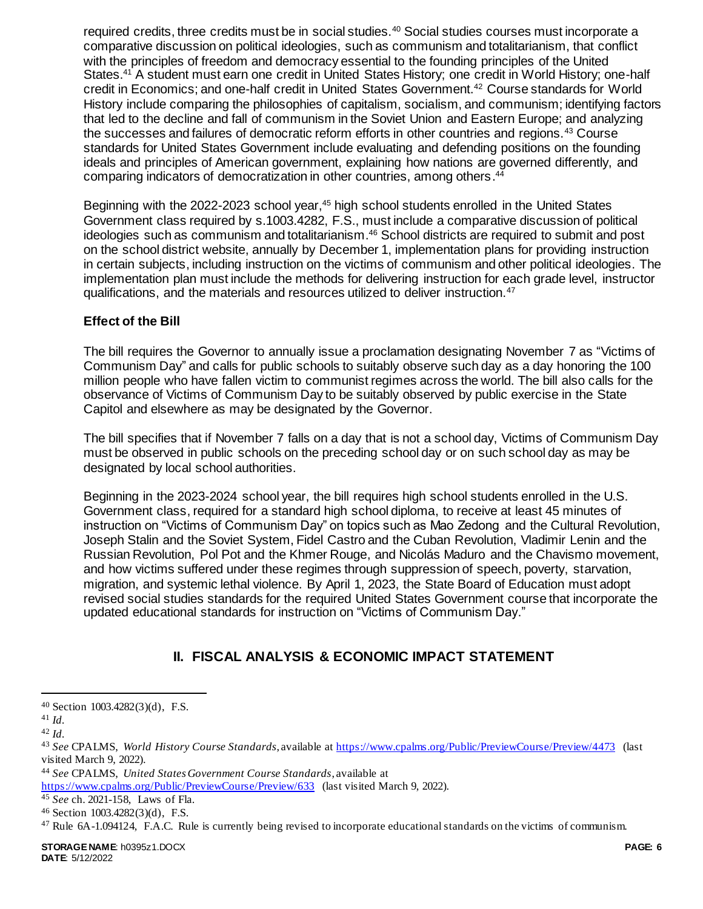required credits, three credits must be in social studies.[40] Social studies courses must incorporate a comparative discussion on political ideologies, such as communism and totalitarianism, that conflict with the principles of freedom and democracy essential to the founding principles of the United States.[41] A student must earn one credit in United States History; one credit in World History; one-half credit in Economics; and one-half credit in United States Government.[42] Course standards for World History include comparing the philosophies of capitalism, socialism, and communism; identifying factors that led to the decline and fall of communism in the Soviet Union and Eastern Europe; and analyzing the successes and failures of democratic reform efforts in other countries and regions.[43] Course standards for United States Government include evaluating and defending positions on the founding ideals and principles of American government, explaining how nations are governed differently, and comparing indicators of democratization in other countries, among others.[44]

Beginning with the 2022-2023 school year,[45] high school students enrolled in the United States Government class required by s.1003.4282, F.S., must include a comparative discussion of political ideologies such as communism and totalitarianism.[46] School districts are required to submit and post on the school district website, annually by December 1, implementation plans for providing instruction in certain subjects, including instruction on the victims of communism and other political ideologies. The implementation plan must include the methods for delivering instruction for each grade level, instructor qualifications, and the materials and resources utilized to deliver instruction.[47]

### Effect of the Bill

The bill requires the Governor to annually issue a proclamation designating November 7 as "Victims of Communism Day" and calls for public schools to suitably observe such day as a day honoring the 100 million people who have fallen victim to communist regimes across the world. The bill also calls for the observance of Victims of Communism Day to be suitably observed by public exercise in the State Capitol and elsewhere as may be designated by the Governor.

The bill specifies that if November 7 falls on a day that is not a school day, Victims of Communism Day must be observed in public schools on the preceding school day or on such school day as may be designated by local school authorities.

Beginning in the 2023-2024 school year, the bill requires high school students enrolled in the U.S. Government class, required for a standard high school diploma, to receive at least 45 minutes of instruction on "Victims of Communism Day" on topics such as Mao Zedong and the Cultural Revolution, Joseph Stalin and the Soviet System, Fidel Castro and the Cuban Revolution, Vladimir Lenin and the Russian Revolution, Pol Pot and the Khmer Rouge, and Nicolás Maduro and the Chavismo movement, and how victims suffered under these regimes through suppression of speech, poverty, starvation, migration, and systemic lethal violence. By April 1, 2023, the State Board of Education must adopt revised social studies standards for the required United States Government course that incorporate the updated educational standards for instruction on "Victims of Communism Day."

## II. FISCAL ANALYSIS & ECONOMIC IMPACT STATEMENT

---

[40] Section 1003.4282(3)(d), F.S.

[41] *Id*.

[42] *Id*.

[43] *See* CPALMS, *World History Course Standards*, available at https://www.cpalms.org/Public/PreviewCourse/Preview/4473 (last visited March 9, 2022).

[44] *See* CPALMS, *United States Government Course Standards*, available at https://www.cpalms.org/Public/PreviewCourse/Preview/633 (last visited March 9, 2022).

[45] *See* ch. 2021-158, Laws of Fla.

[46] Section 1003.4282(3)(d), F.S.

[47] Rule 6A-1.094124, F.A.C. Rule is currently being revised to incorporate educational standards on the victims of communism.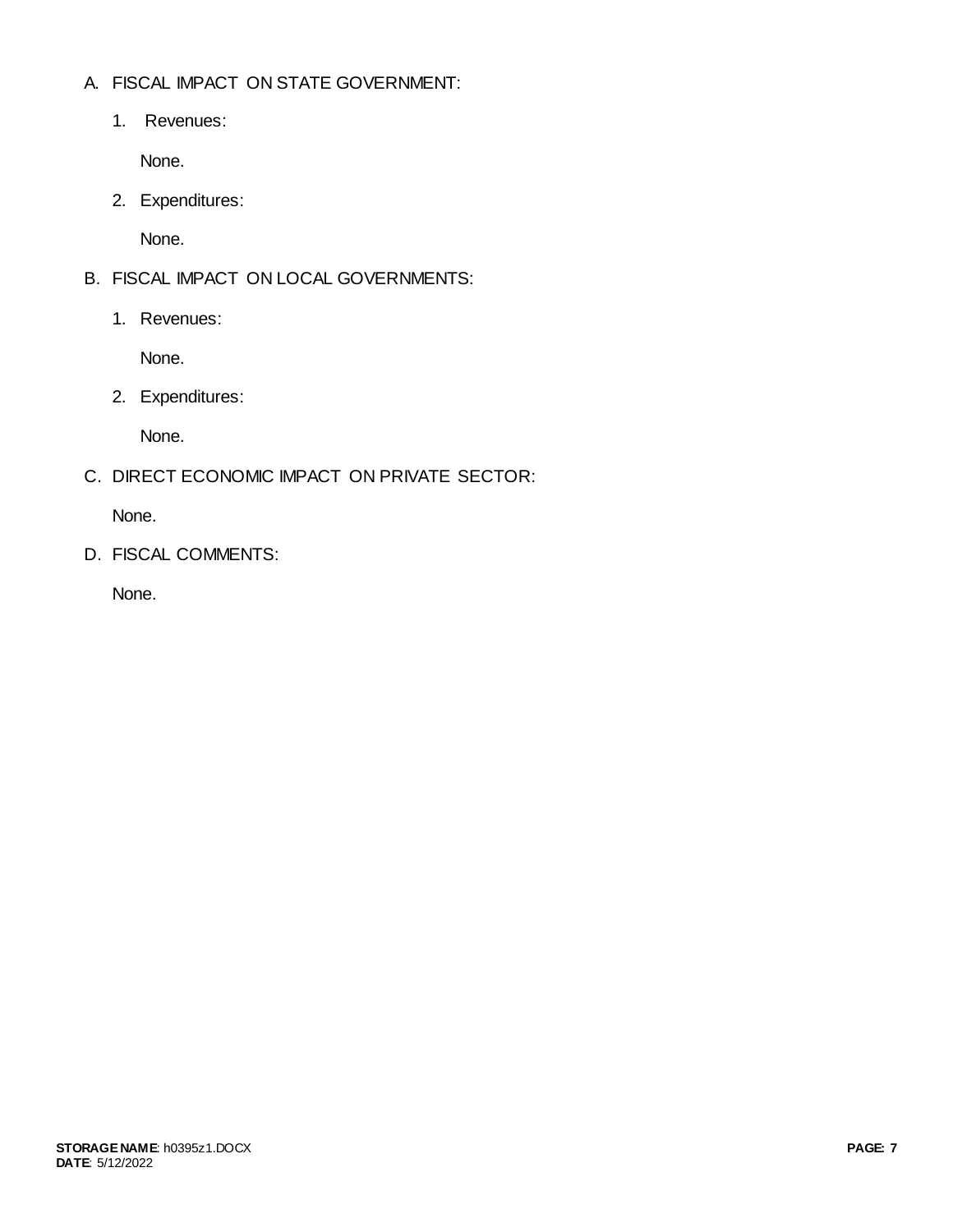A. FISCAL IMPACT ON STATE GOVERNMENT:

1. Revenues:

   None.

2. Expenditures:

   None.

B. FISCAL IMPACT ON LOCAL GOVERNMENTS:

1. Revenues:

   None.

2. Expenditures:

   None.

C. DIRECT ECONOMIC IMPACT ON PRIVATE SECTOR:

None.

D. FISCAL COMMENTS:

None.